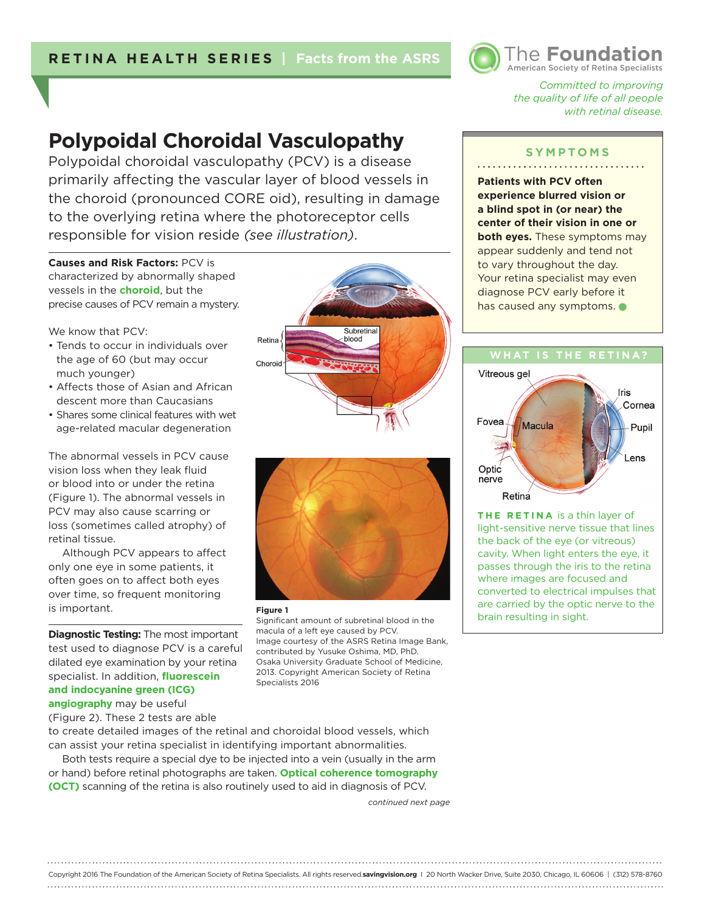RETINA HEALTH SERIES | Facts from the ASRS

The Foundation
American Society of Retina Specialists

*Committed to improving the quality of life of all people with retinal disease.*

# Polypoidal Choroidal Vasculopathy

Polypoidal choroidal vasculopathy (PCV) is a disease primarily affecting the vascular layer of blood vessels in the choroid (pronounced CORE oid), resulting in damage to the overlying retina where the photoreceptor cells responsible for vision reside *(see illustration)*.

**Causes and Risk Factors:** PCV is characterized by abnormally shaped vessels in the **choroid**, but the precise causes of PCV remain a mystery.

We know that PCV:

- Tends to occur in individuals over the age of 60 (but may occur much younger)
- Affects those of Asian and African descent more than Caucasians
- Shares some clinical features with wet age-related macular degeneration

The abnormal vessels in PCV cause vision loss when they leak fluid or blood into or under the retina (Figure 1). The abnormal vessels in PCV may also cause scarring or loss (sometimes called atrophy) of retinal tissue.

Although PCV appears to affect only one eye in some patients, it often goes on to affect both eyes over time, so frequent monitoring is important.

**Figure 1**
Significant amount of subretinal blood in the macula of a left eye caused by PCV.
Image courtesy of the ASRS Retina Image Bank, contributed by Yusuke Oshima, MD, PhD. Osaka University Graduate School of Medicine, 2013. Copyright American Society of Retina Specialists 2016

**Diagnostic Testing:** The most important test used to diagnose PCV is a careful dilated eye examination by your retina specialist. In addition, **fluorescein and indocyanine green (ICG) angiography** may be useful (Figure 2). These 2 tests are able to create detailed images of the retinal and choroidal blood vessels, which can assist your retina specialist in identifying important abnormalities.

Both tests require a special dye to be injected into a vein (usually in the arm or hand) before retinal photographs are taken. **Optical coherence tomography (OCT)** scanning of the retina is also routinely used to aid in diagnosis of PCV.

*continued next page*

## SYMPTOMS

**Patients with PCV often experience blurred vision or a blind spot in (or near) the center of their vision in one or both eyes.** These symptoms may appear suddenly and tend not to vary throughout the day. Your retina specialist may even diagnose PCV early before it has caused any symptoms.

## WHAT IS THE RETINA?

**THE RETINA** is a thin layer of light-sensitive nerve tissue that lines the back of the eye (or vitreous) cavity. When light enters the eye, it passes through the iris to the retina where images are focused and converted to electrical impulses that are carried by the optic nerve to the brain resulting in sight.

Copyright 2016 The Foundation of the American Society of Retina Specialists. All rights reserved. **savingvision.org** | 20 North Wacker Drive, Suite 2030, Chicago, IL 60606 | (312) 578-8760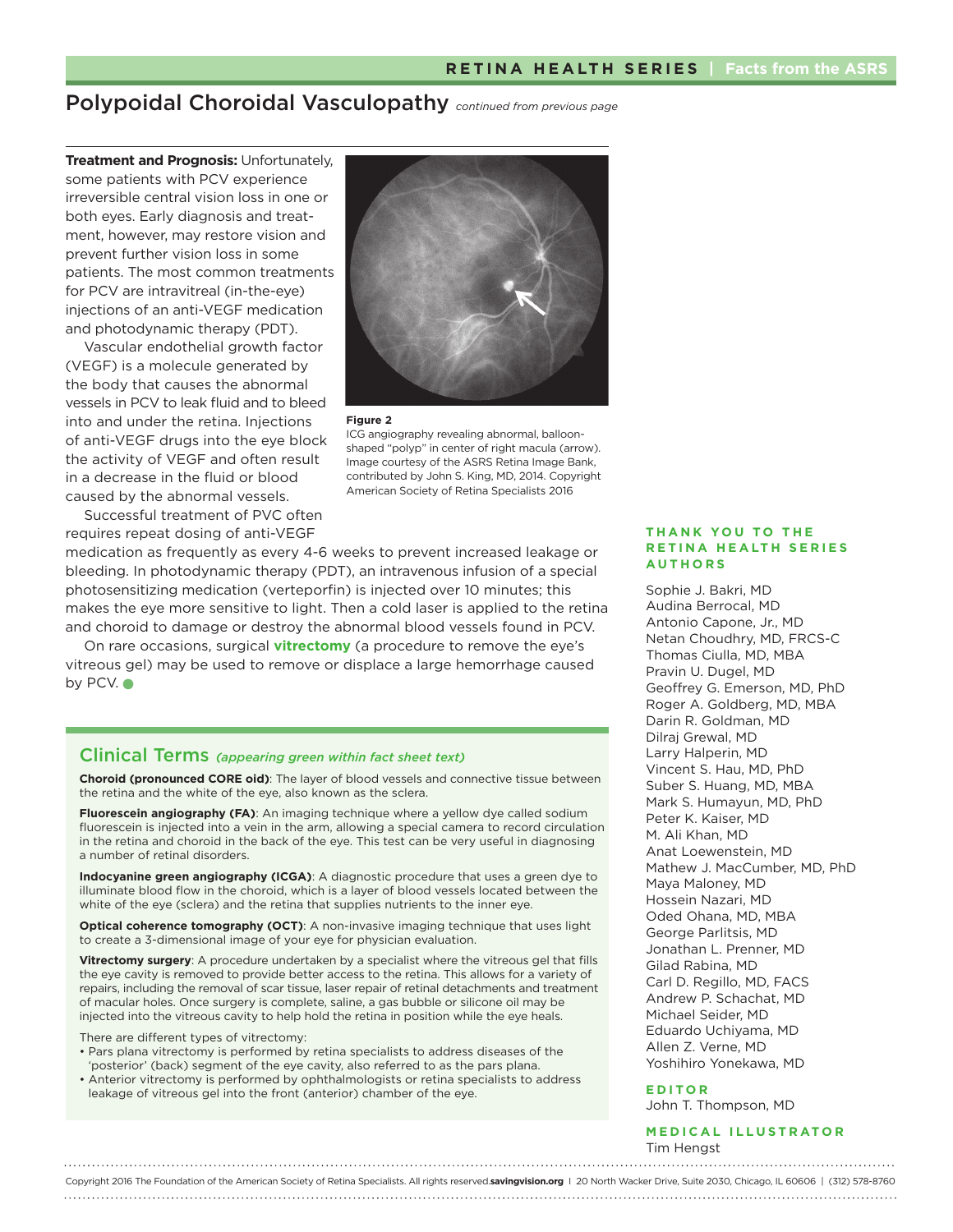# Polypoidal Choroidal Vasculopathy *continued from previous page*

**Treatment and Prognosis:** Unfortunately, some patients with PCV experience irreversible central vision loss in one or both eyes. Early diagnosis and treatment, however, may restore vision and prevent further vision loss in some patients. The most common treatments for PCV are intravitreal (in-the-eye) injections of an anti-VEGF medication and photodynamic therapy (PDT).

Vascular endothelial growth factor (VEGF) is a molecule generated by the body that causes the abnormal vessels in PCV to leak fluid and to bleed into and under the retina. Injections of anti-VEGF drugs into the eye block the activity of VEGF and often result in a decrease in the fluid or blood caused by the abnormal vessels.

Successful treatment of PVC often requires repeat dosing of anti-VEGF medication as frequently as every 4-6 weeks to prevent increased leakage or bleeding. In photodynamic therapy (PDT), an intravenous infusion of a special photosensitizing medication (verteporfin) is injected over 10 minutes; this makes the eye more sensitive to light. Then a cold laser is applied to the retina and choroid to damage or destroy the abnormal blood vessels found in PCV.

On rare occasions, surgical **vitrectomy** (a procedure to remove the eye's vitreous gel) may be used to remove or displace a large hemorrhage caused by PCV.

**Figure 2**
ICG angiography revealing abnormal, balloon-shaped "polyp" in center of right macula (arrow). Image courtesy of the ASRS Retina Image Bank, contributed by John S. King, MD, 2014. Copyright American Society of Retina Specialists 2016

## Clinical Terms *(appearing green within fact sheet text)*

**Choroid (pronounced CORE oid)**: The layer of blood vessels and connective tissue between the retina and the white of the eye, also known as the sclera.

**Fluorescein angiography (FA)**: An imaging technique where a yellow dye called sodium fluorescein is injected into a vein in the arm, allowing a special camera to record circulation in the retina and choroid in the back of the eye. This test can be very useful in diagnosing a number of retinal disorders.

**Indocyanine green angiography (ICGA)**: A diagnostic procedure that uses a green dye to illuminate blood flow in the choroid, which is a layer of blood vessels located between the white of the eye (sclera) and the retina that supplies nutrients to the inner eye.

**Optical coherence tomography (OCT)**: A non-invasive imaging technique that uses light to create a 3-dimensional image of your eye for physician evaluation.

**Vitrectomy surgery**: A procedure undertaken by a specialist where the vitreous gel that fills the eye cavity is removed to provide better access to the retina. This allows for a variety of repairs, including the removal of scar tissue, laser repair of retinal detachments and treatment of macular holes. Once surgery is complete, saline, a gas bubble or silicone oil may be injected into the vitreous cavity to help hold the retina in position while the eye heals.

There are different types of vitrectomy:

- Pars plana vitrectomy is performed by retina specialists to address diseases of the 'posterior' (back) segment of the eye cavity, also referred to as the pars plana.
- Anterior vitrectomy is performed by ophthalmologists or retina specialists to address leakage of vitreous gel into the front (anterior) chamber of the eye.

### THANK YOU TO THE RETINA HEALTH SERIES AUTHORS

Sophie J. Bakri, MD
Audina Berrocal, MD
Antonio Capone, Jr., MD
Netan Choudhry, MD, FRCS-C
Thomas Ciulla, MD, MBA
Pravin U. Dugel, MD
Geoffrey G. Emerson, MD, PhD
Roger A. Goldberg, MD, MBA
Darin R. Goldman, MD
Dilraj Grewal, MD
Larry Halperin, MD
Vincent S. Hau, MD, PhD
Suber S. Huang, MD, MBA
Mark S. Humayun, MD, PhD
Peter K. Kaiser, MD
M. Ali Khan, MD
Anat Loewenstein, MD
Mathew J. MacCumber, MD, PhD
Maya Maloney, MD
Hossein Nazari, MD
Oded Ohana, MD, MBA
George Parlitsis, MD
Jonathan L. Prenner, MD
Gilad Rabina, MD
Carl D. Regillo, MD, FACS
Andrew P. Schachat, MD
Michael Seider, MD
Eduardo Uchiyama, MD
Allen Z. Verne, MD
Yoshihiro Yonekawa, MD

### EDITOR

John T. Thompson, MD

### MEDICAL ILLUSTRATOR

Tim Hengst

Copyright 2016 The Foundation of the American Society of Retina Specialists. All rights reserved. **savingvision.org** | 20 North Wacker Drive, Suite 2030, Chicago, IL 60606 | (312) 578-8760